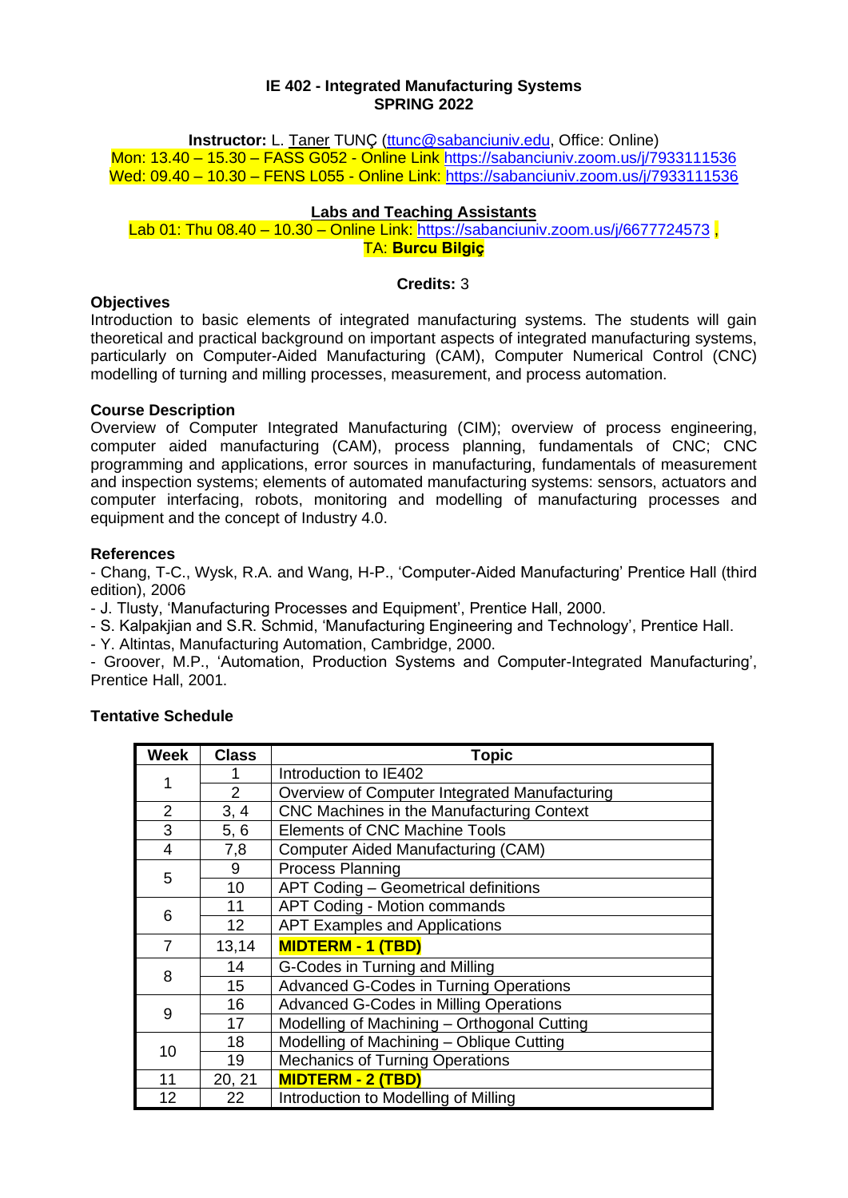# IE 402 - Integrated Manufacturing Systems
# SPRING 2022

**Instructor:** L. Taner TUNÇ (ttunc@sabanciuniv.edu, Office: Online)
Mon: 13.40 – 15.30 – FASS G052 - Online Link https://sabanciuniv.zoom.us/j/7933111536
Wed: 09.40 – 10.30 – FENS L055 - Online Link: https://sabanciuniv.zoom.us/j/7933111536

## Labs and Teaching Assistants

Lab 01: Thu 08.40 – 10.30 – Online Link: https://sabanciuniv.zoom.us/j/6677724573 ,
TA: **Burcu Bilgiç**

**Credits:** 3

### Objectives

Introduction to basic elements of integrated manufacturing systems. The students will gain theoretical and practical background on important aspects of integrated manufacturing systems, particularly on Computer-Aided Manufacturing (CAM), Computer Numerical Control (CNC) modelling of turning and milling processes, measurement, and process automation.

### Course Description

Overview of Computer Integrated Manufacturing (CIM); overview of process engineering, computer aided manufacturing (CAM), process planning, fundamentals of CNC; CNC programming and applications, error sources in manufacturing, fundamentals of measurement and inspection systems; elements of automated manufacturing systems: sensors, actuators and computer interfacing, robots, monitoring and modelling of manufacturing processes and equipment and the concept of Industry 4.0.

### References

- Chang, T-C., Wysk, R.A. and Wang, H-P., 'Computer-Aided Manufacturing' Prentice Hall (third edition), 2006
- J. Tlusty, 'Manufacturing Processes and Equipment', Prentice Hall, 2000.
- S. Kalpakjian and S.R. Schmid, 'Manufacturing Engineering and Technology', Prentice Hall.
- Y. Altintas, Manufacturing Automation, Cambridge, 2000.
- Groover, M.P., 'Automation, Production Systems and Computer-Integrated Manufacturing', Prentice Hall, 2001.

### Tentative Schedule

| Week | Class | Topic |
|---|---|---|
| 1 | 1 | Introduction to IE402 |
| | 2 | Overview of Computer Integrated Manufacturing |
| 2 | 3, 4 | CNC Machines in the Manufacturing Context |
| 3 | 5, 6 | Elements of CNC Machine Tools |
| 4 | 7,8 | Computer Aided Manufacturing (CAM) |
| 5 | 9 | Process Planning |
| | 10 | APT Coding – Geometrical definitions |
| 6 | 11 | APT Coding - Motion commands |
| | 12 | APT Examples and Applications |
| 7 | 13,14 | **MIDTERM - 1 (TBD)** |
| 8 | 14 | G-Codes in Turning and Milling |
| | 15 | Advanced G-Codes in Turning Operations |
| 9 | 16 | Advanced G-Codes in Milling Operations |
| | 17 | Modelling of Machining – Orthogonal Cutting |
| 10 | 18 | Modelling of Machining – Oblique Cutting |
| | 19 | Mechanics of Turning Operations |
| 11 | 20, 21 | **MIDTERM - 2 (TBD)** |
| 12 | 22 | Introduction to Modelling of Milling |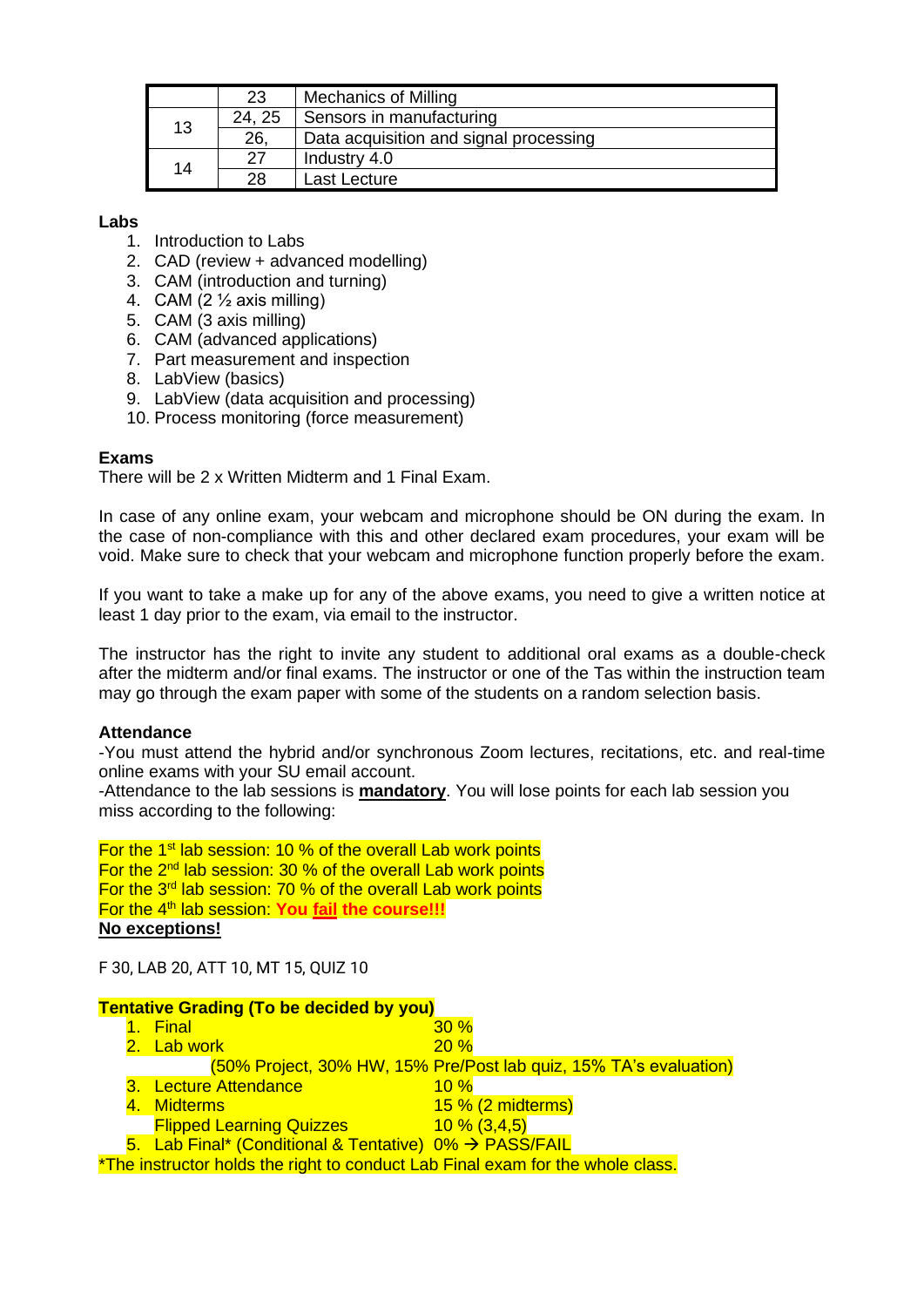| | | |
|---|---|---|
| | 23 | Mechanics of Milling |
| 13 | 24, 25 | Sensors in manufacturing |
| | 26, | Data acquisition and signal processing |
| 14 | 27 | Industry 4.0 |
| | 28 | Last Lecture |

**Labs**

1. Introduction to Labs
2. CAD (review + advanced modelling)
3. CAM (introduction and turning)
4. CAM (2 ½ axis milling)
5. CAM (3 axis milling)
6. CAM (advanced applications)
7. Part measurement and inspection
8. LabView (basics)
9. LabView (data acquisition and processing)
10. Process monitoring (force measurement)

**Exams**

There will be 2 x Written Midterm and 1 Final Exam.

In case of any online exam, your webcam and microphone should be ON during the exam. In the case of non-compliance with this and other declared exam procedures, your exam will be void. Make sure to check that your webcam and microphone function properly before the exam.

If you want to take a make up for any of the above exams, you need to give a written notice at least 1 day prior to the exam, via email to the instructor.

The instructor has the right to invite any student to additional oral exams as a double-check after the midterm and/or final exams. The instructor or one of the Tas within the instruction team may go through the exam paper with some of the students on a random selection basis.

**Attendance**

-You must attend the hybrid and/or synchronous Zoom lectures, recitations, etc. and real-time online exams with your SU email account.

-Attendance to the lab sessions is **mandatory**. You will lose points for each lab session you miss according to the following:

For the 1st lab session: 10 % of the overall Lab work points
For the 2nd lab session: 30 % of the overall Lab work points
For the 3rd lab session: 70 % of the overall Lab work points
For the 4th lab session: **You fail the course!!!**
**No exceptions!**

F 30, LAB 20, ATT 10, MT 15, QUIZ 10

**Tentative Grading (To be decided by you)**

1. Final 30 %
2. Lab work 20 %
   (50% Project, 30% HW, 15% Pre/Post lab quiz, 15% TA's evaluation)
3. Lecture Attendance 10 %
4. Midterms 15 % (2 midterms)
   Flipped Learning Quizzes 10 % (3,4,5)
5. Lab Final* (Conditional & Tentative) 0% → PASS/FAIL

*The instructor holds the right to conduct Lab Final exam for the whole class.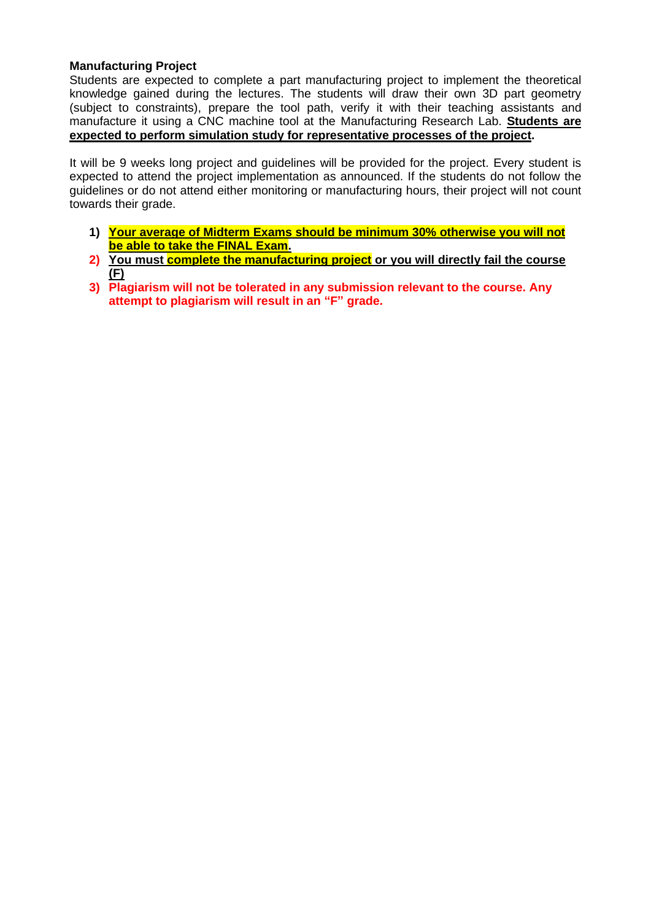**Manufacturing Project**

Students are expected to complete a part manufacturing project to implement the theoretical knowledge gained during the lectures. The students will draw their own 3D part geometry (subject to constraints), prepare the tool path, verify it with their teaching assistants and manufacture it using a CNC machine tool at the Manufacturing Research Lab. **Students are expected to perform simulation study for representative processes of the project.**

It will be 9 weeks long project and guidelines will be provided for the project. Every student is expected to attend the project implementation as announced. If the students do not follow the guidelines or do not attend either monitoring or manufacturing hours, their project will not count towards their grade.

1) **Your average of Midterm Exams should be minimum 30% otherwise you will not be able to take the FINAL Exam.**
2) **You must complete the manufacturing project or you will directly fail the course (F)**
3) **Plagiarism will not be tolerated in any submission relevant to the course. Any attempt to plagiarism will result in an "F" grade.**